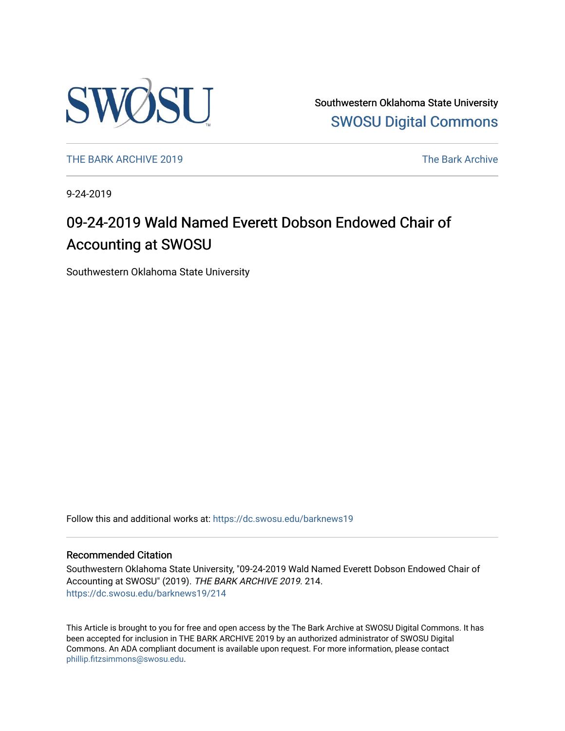Southwestern Oklahoma State University
[SWOSU Digital Commons](https://dc.swosu.edu)

[THE BARK ARCHIVE 2019](https://dc.swosu.edu/barknews19) | [The Bark Archive](https://dc.swosu.edu/bark)

9-24-2019

# 09-24-2019 Wald Named Everett Dobson Endowed Chair of Accounting at SWOSU

Southwestern Oklahoma State University

Follow this and additional works at: https://dc.swosu.edu/barknews19

## Recommended Citation

Southwestern Oklahoma State University, "09-24-2019 Wald Named Everett Dobson Endowed Chair of Accounting at SWOSU" (2019). *THE BARK ARCHIVE 2019*. 214.
https://dc.swosu.edu/barknews19/214

This Article is brought to you for free and open access by the The Bark Archive at SWOSU Digital Commons. It has been accepted for inclusion in THE BARK ARCHIVE 2019 by an authorized administrator of SWOSU Digital Commons. An ADA compliant document is available upon request. For more information, please contact phillip.fitzsimmons@swosu.edu.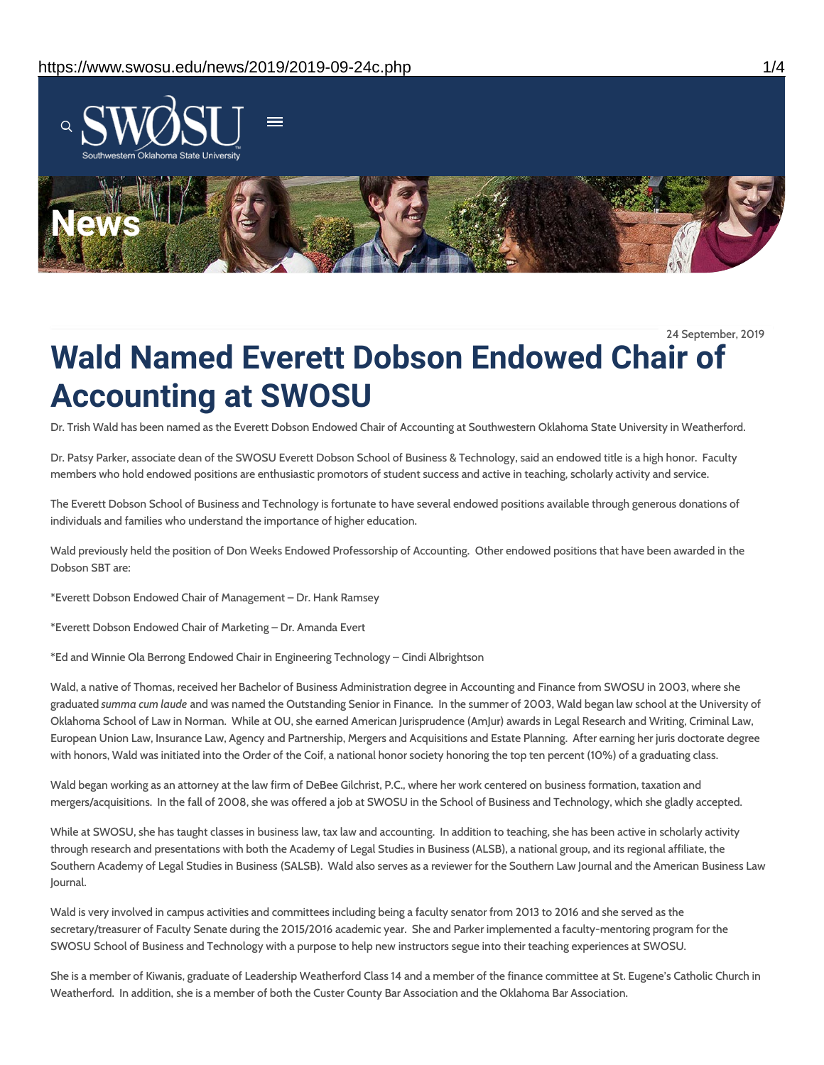24 September, 2019

# Wald Named Everett Dobson Endowed Chair of Accounting at SWOSU

Dr. Trish Wald has been named as the Everett Dobson Endowed Chair of Accounting at Southwestern Oklahoma State University in Weatherford.

Dr. Patsy Parker, associate dean of the SWOSU Everett Dobson School of Business & Technology, said an endowed title is a high honor. Faculty members who hold endowed positions are enthusiastic promotors of student success and active in teaching, scholarly activity and service.

The Everett Dobson School of Business and Technology is fortunate to have several endowed positions available through generous donations of individuals and families who understand the importance of higher education.

Wald previously held the position of Don Weeks Endowed Professorship of Accounting. Other endowed positions that have been awarded in the Dobson SBT are:

*Everett Dobson Endowed Chair of Management – Dr. Hank Ramsey

*Everett Dobson Endowed Chair of Marketing – Dr. Amanda Evert

*Ed and Winnie Ola Berrong Endowed Chair in Engineering Technology – Cindi Albrightson

Wald, a native of Thomas, received her Bachelor of Business Administration degree in Accounting and Finance from SWOSU in 2003, where she graduated *summa cum laude* and was named the Outstanding Senior in Finance. In the summer of 2003, Wald began law school at the University of Oklahoma School of Law in Norman. While at OU, she earned American Jurisprudence (AmJur) awards in Legal Research and Writing, Criminal Law, European Union Law, Insurance Law, Agency and Partnership, Mergers and Acquisitions and Estate Planning. After earning her juris doctorate degree with honors, Wald was initiated into the Order of the Coif, a national honor society honoring the top ten percent (10%) of a graduating class.

Wald began working as an attorney at the law firm of DeBee Gilchrist, P.C., where her work centered on business formation, taxation and mergers/acquisitions. In the fall of 2008, she was offered a job at SWOSU in the School of Business and Technology, which she gladly accepted.

While at SWOSU, she has taught classes in business law, tax law and accounting. In addition to teaching, she has been active in scholarly activity through research and presentations with both the Academy of Legal Studies in Business (ALSB), a national group, and its regional affiliate, the Southern Academy of Legal Studies in Business (SALSB). Wald also serves as a reviewer for the Southern Law Journal and the American Business Law Journal.

Wald is very involved in campus activities and committees including being a faculty senator from 2013 to 2016 and she served as the secretary/treasurer of Faculty Senate during the 2015/2016 academic year. She and Parker implemented a faculty-mentoring program for the SWOSU School of Business and Technology with a purpose to help new instructors segue into their teaching experiences at SWOSU.

She is a member of Kiwanis, graduate of Leadership Weatherford Class 14 and a member of the finance committee at St. Eugene's Catholic Church in Weatherford. In addition, she is a member of both the Custer County Bar Association and the Oklahoma Bar Association.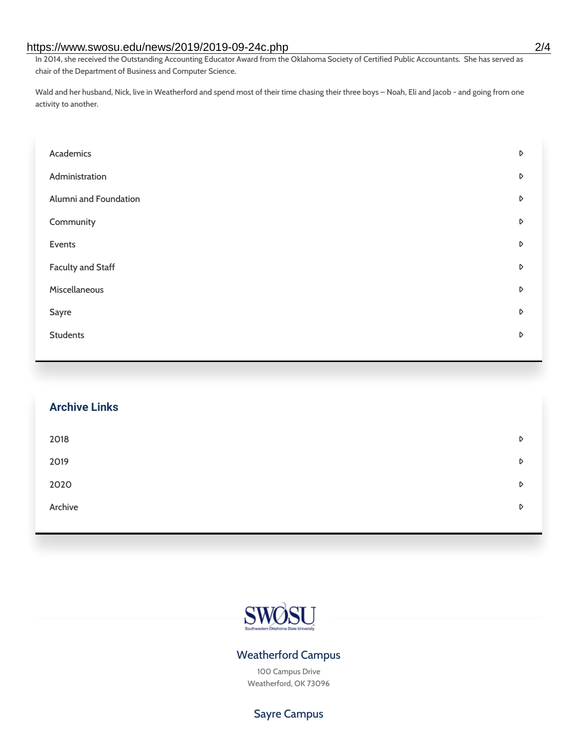In 2014, she received the Outstanding Accounting Educator Award from the Oklahoma Society of Certified Public Accountants. She has served as chair of the Department of Business and Computer Science.

Wald and her husband, Nick, live in Weatherford and spend most of their time chasing their three boys – Noah, Eli and Jacob - and going from one activity to another.

- Academics
- Administration
- Alumni and Foundation
- Community
- Events
- Faculty and Staff
- Miscellaneous
- Sayre
- Students

## Archive Links

- 2018
- 2019
- 2020
- Archive

SWOSU
Southwestern Oklahoma State University

### Weatherford Campus

100 Campus Drive
Weatherford, OK 73096

### Sayre Campus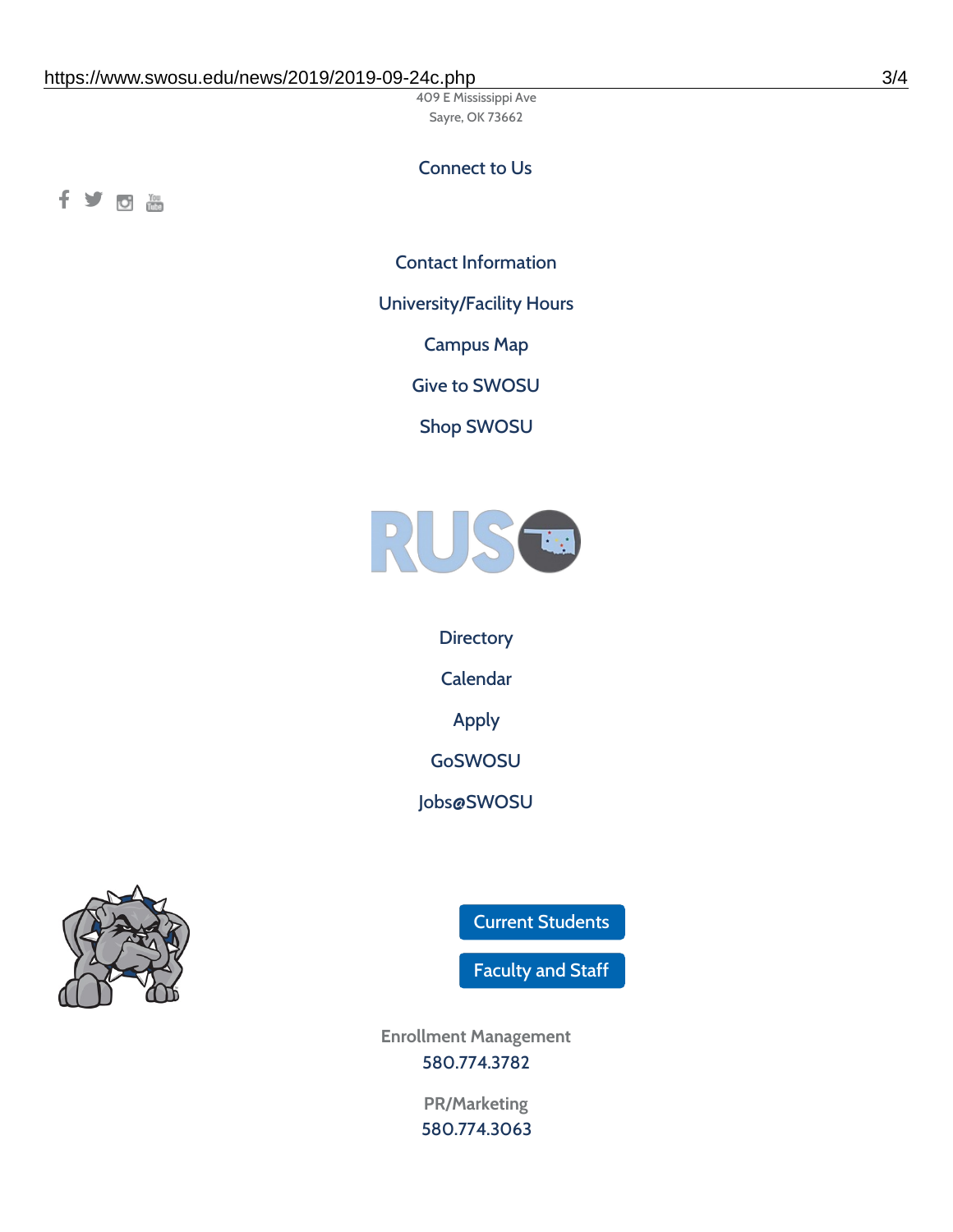409 E Mississippi Ave
Sayre, OK 73662

Connect to Us

Contact Information

University/Facility Hours

Campus Map

Give to SWOSU

Shop SWOSU

Directory

Calendar

Apply

GoSWOSU

Jobs@SWOSU

Current Students

Faculty and Staff

Enrollment Management
580.774.3782

PR/Marketing
580.774.3063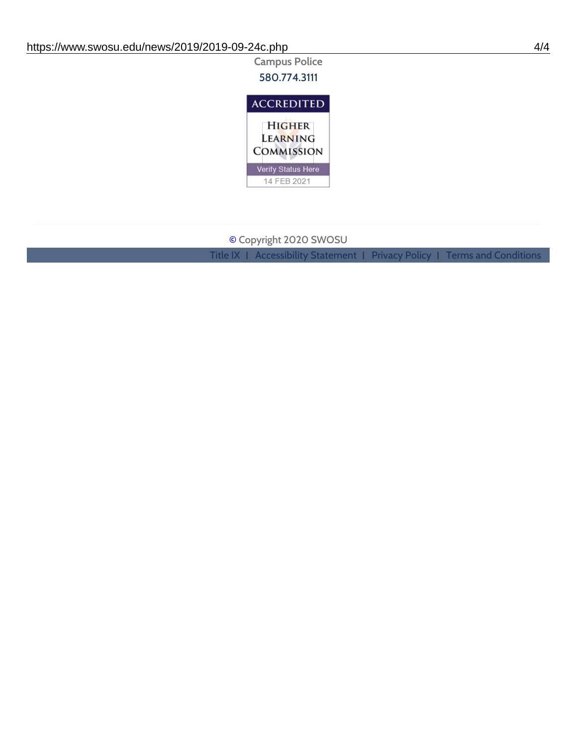Campus Police

580.774.3111

ACCREDITED

HIGHER LEARNING COMMISSION

Verify Status Here

14 FEB 2021

© Copyright 2020 SWOSU

Title IX | Accessibility Statement | Privacy Policy | Terms and Conditions